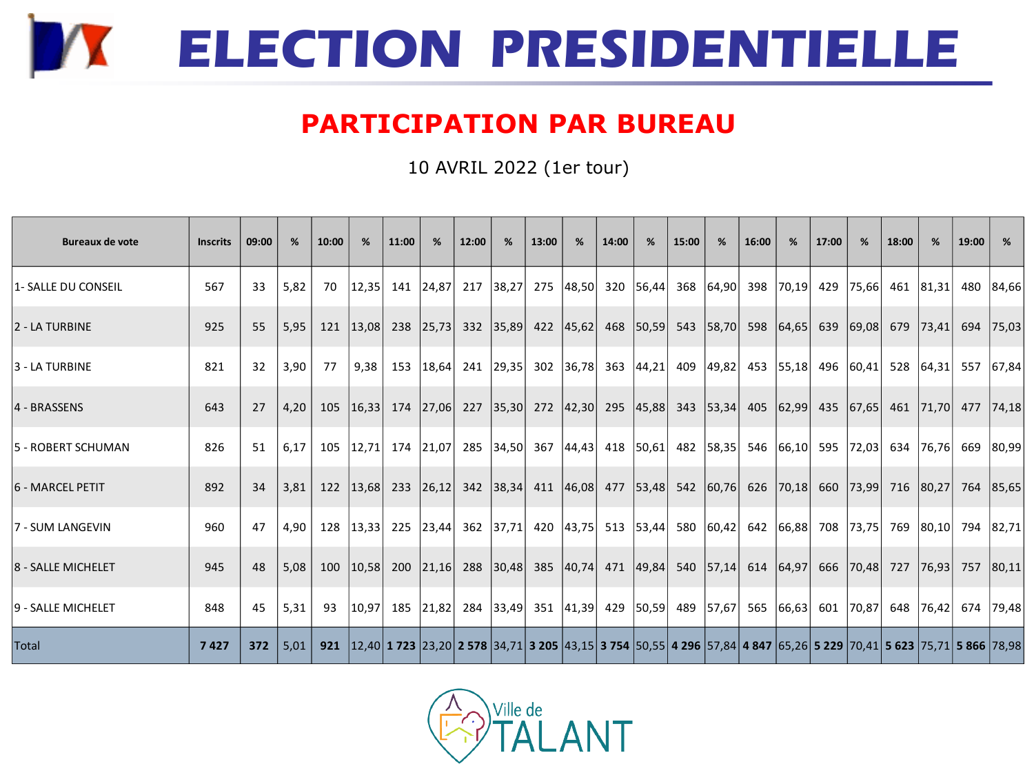# ELECTION PRESIDENTIELLE

## PARTICIPATION PAR BUREAU

10 AVRIL 2022 (1er tour)

| Bureaux de vote | Inscrits | 09:00 | % | 10:00 | % | 11:00 | % | 12:00 | % | 13:00 | % | 14:00 | % | 15:00 | % | 16:00 | % | 17:00 | % | 18:00 | % | 19:00 | % |
|---|---|---|---|---|---|---|---|---|---|---|---|---|---|---|---|---|---|---|---|---|---|---|---|
| 1- SALLE DU CONSEIL | 567 | 33 | 5,82 | 70 | 12,35 | 141 | 24,87 | 217 | 38,27 | 275 | 48,50 | 320 | 56,44 | 368 | 64,90 | 398 | 70,19 | 429 | 75,66 | 461 | 81,31 | 480 | 84,66 |
| 2 - LA TURBINE | 925 | 55 | 5,95 | 121 | 13,08 | 238 | 25,73 | 332 | 35,89 | 422 | 45,62 | 468 | 50,59 | 543 | 58,70 | 598 | 64,65 | 639 | 69,08 | 679 | 73,41 | 694 | 75,03 |
| 3 - LA TURBINE | 821 | 32 | 3,90 | 77 | 9,38 | 153 | 18,64 | 241 | 29,35 | 302 | 36,78 | 363 | 44,21 | 409 | 49,82 | 453 | 55,18 | 496 | 60,41 | 528 | 64,31 | 557 | 67,84 |
| 4 - BRASSENS | 643 | 27 | 4,20 | 105 | 16,33 | 174 | 27,06 | 227 | 35,30 | 272 | 42,30 | 295 | 45,88 | 343 | 53,34 | 405 | 62,99 | 435 | 67,65 | 461 | 71,70 | 477 | 74,18 |
| 5 - ROBERT SCHUMAN | 826 | 51 | 6,17 | 105 | 12,71 | 174 | 21,07 | 285 | 34,50 | 367 | 44,43 | 418 | 50,61 | 482 | 58,35 | 546 | 66,10 | 595 | 72,03 | 634 | 76,76 | 669 | 80,99 |
| 6 - MARCEL PETIT | 892 | 34 | 3,81 | 122 | 13,68 | 233 | 26,12 | 342 | 38,34 | 411 | 46,08 | 477 | 53,48 | 542 | 60,76 | 626 | 70,18 | 660 | 73,99 | 716 | 80,27 | 764 | 85,65 |
| 7 - SUM LANGEVIN | 960 | 47 | 4,90 | 128 | 13,33 | 225 | 23,44 | 362 | 37,71 | 420 | 43,75 | 513 | 53,44 | 580 | 60,42 | 642 | 66,88 | 708 | 73,75 | 769 | 80,10 | 794 | 82,71 |
| 8 - SALLE MICHELET | 945 | 48 | 5,08 | 100 | 10,58 | 200 | 21,16 | 288 | 30,48 | 385 | 40,74 | 471 | 49,84 | 540 | 57,14 | 614 | 64,97 | 666 | 70,48 | 727 | 76,93 | 757 | 80,11 |
| 9 - SALLE MICHELET | 848 | 45 | 5,31 | 93 | 10,97 | 185 | 21,82 | 284 | 33,49 | 351 | 41,39 | 429 | 50,59 | 489 | 57,67 | 565 | 66,63 | 601 | 70,87 | 648 | 76,42 | 674 | 79,48 |
| Total | **7 427** | **372** | 5,01 | **921** | 12,40 | **1 723** | 23,20 | **2 578** | 34,71 | **3 205** | 43,15 | **3 754** | 50,55 | **4 296** | 57,84 | **4 847** | 65,26 | **5 229** | 70,41 | **5 623** | 75,71 | **5 866** | 78,98 |

Ville de TALANT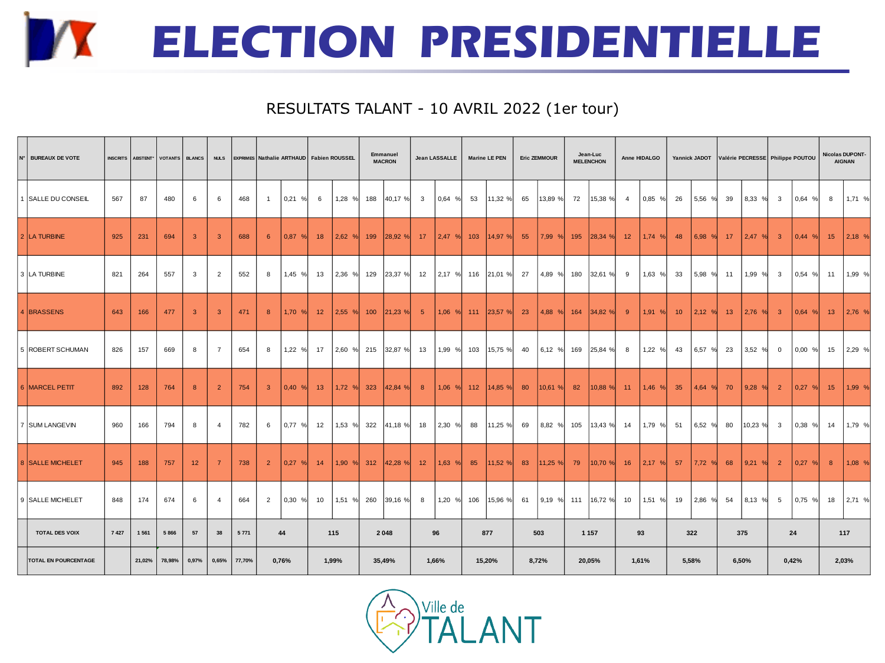# ELECTION PRESIDENTIELLE

## RESULTATS TALANT - 10 AVRIL 2022 (1er tour)

| N° | BUREAUX DE VOTE | INSCRITS | ABSTENT° | VOTANTS | BLANCS | NULS | EXPRIMES | Nathalie ARTHAUD | | Fabien ROUSSEL | | Emmanuel MACRON | | Jean LASSALLE | | Marine LE PEN | | Eric ZEMMOUR | | Jean-Luc MELENCHON | | Anne HIDALGO | | Yannick JADOT | | Valérie PECRESSE | | Philippe POUTOU | | Nicolas DUPONT-AIGNAN | |
|---|---|---|---|---|---|---|---|---|---|---|---|---|---|---|---|---|---|---|---|---|---|---|---|---|---|---|---|---|---|---|---|
| 1 | SALLE DU CONSEIL | 567 | 87 | 480 | 6 | 6 | 468 | 1 | 0,21 % | 6 | 1,28 % | 188 | 40,17 % | 3 | 0,64 % | 53 | 11,32 % | 65 | 13,89 % | 72 | 15,38 % | 4 | 0,85 % | 26 | 5,56 % | 39 | 8,33 % | 3 | 0,64 % | 8 | 1,71 % |
| 2 | LA TURBINE | 925 | 231 | 694 | 3 | 3 | 688 | 6 | 0,87 % | 18 | 2,62 % | 199 | 28,92 % | 17 | 2,47 % | 103 | 14,97 % | 55 | 7,99 % | 195 | 28,34 % | 12 | 1,74 % | 48 | 6,98 % | 17 | 2,47 % | 3 | 0,44 % | 15 | 2,18 % |
| 3 | LA TURBINE | 821 | 264 | 557 | 3 | 2 | 552 | 8 | 1,45 % | 13 | 2,36 % | 129 | 23,37 % | 12 | 2,17 % | 116 | 21,01 % | 27 | 4,89 % | 180 | 32,61 % | 9 | 1,63 % | 33 | 5,98 % | 11 | 1,99 % | 3 | 0,54 % | 11 | 1,99 % |
| 4 | BRASSENS | 643 | 166 | 477 | 3 | 3 | 471 | 8 | 1,70 % | 12 | 2,55 % | 100 | 21,23 % | 5 | 1,06 % | 111 | 23,57 % | 23 | 4,88 % | 164 | 34,82 % | 9 | 1,91 % | 10 | 2,12 % | 13 | 2,76 % | 3 | 0,64 % | 13 | 2,76 % |
| 5 | ROBERT SCHUMAN | 826 | 157 | 669 | 8 | 7 | 654 | 8 | 1,22 % | 17 | 2,60 % | 215 | 32,87 % | 13 | 1,99 % | 103 | 15,75 % | 40 | 6,12 % | 169 | 25,84 % | 8 | 1,22 % | 43 | 6,57 % | 23 | 3,52 % | 0 | 0,00 % | 15 | 2,29 % |
| 6 | MARCEL PETIT | 892 | 128 | 764 | 8 | 2 | 754 | 3 | 0,40 % | 13 | 1,72 % | 323 | 42,84 % | 8 | 1,06 % | 112 | 14,85 % | 80 | 10,61 % | 82 | 10,88 % | 11 | 1,46 % | 35 | 4,64 % | 70 | 9,28 % | 2 | 0,27 % | 15 | 1,99 % |
| 7 | SUM LANGEVIN | 960 | 166 | 794 | 8 | 4 | 782 | 6 | 0,77 % | 12 | 1,53 % | 322 | 41,18 % | 18 | 2,30 % | 88 | 11,25 % | 69 | 8,82 % | 105 | 13,43 % | 14 | 1,79 % | 51 | 6,52 % | 80 | 10,23 % | 3 | 0,38 % | 14 | 1,79 % |
| 8 | SALLE MICHELET | 945 | 188 | 757 | 12 | 7 | 738 | 2 | 0,27 % | 14 | 1,90 % | 312 | 42,28 % | 12 | 1,63 % | 85 | 11,52 % | 83 | 11,25 % | 79 | 10,70 % | 16 | 2,17 % | 57 | 7,72 % | 68 | 9,21 % | 2 | 0,27 % | 8 | 1,08 % |
| 9 | SALLE MICHELET | 848 | 174 | 674 | 6 | 4 | 664 | 2 | 0,30 % | 10 | 1,51 % | 260 | 39,16 % | 8 | 1,20 % | 106 | 15,96 % | 61 | 9,19 % | 111 | 16,72 % | 10 | 1,51 % | 19 | 2,86 % | 54 | 8,13 % | 5 | 0,75 % | 18 | 2,71 % |
| | TOTAL DES VOIX | 7 427 | 1 561 | 5 866 | 57 | 38 | 5 771 | 44 | | 115 | | 2 048 | | 96 | | 877 | | 503 | | 1 157 | | 93 | | 322 | | 375 | | 24 | | 117 | |
| | TOTAL EN POURCENTAGE | | 21,02% | 78,98% | 0,97% | 0,65% | 77,70% | 0,76% | | 1,99% | | 35,49% | | 1,66% | | 15,20% | | 8,72% | | 20,05% | | 1,61% | | 5,58% | | 6,50% | | 0,42% | | 2,03% | |

Ville de TALANT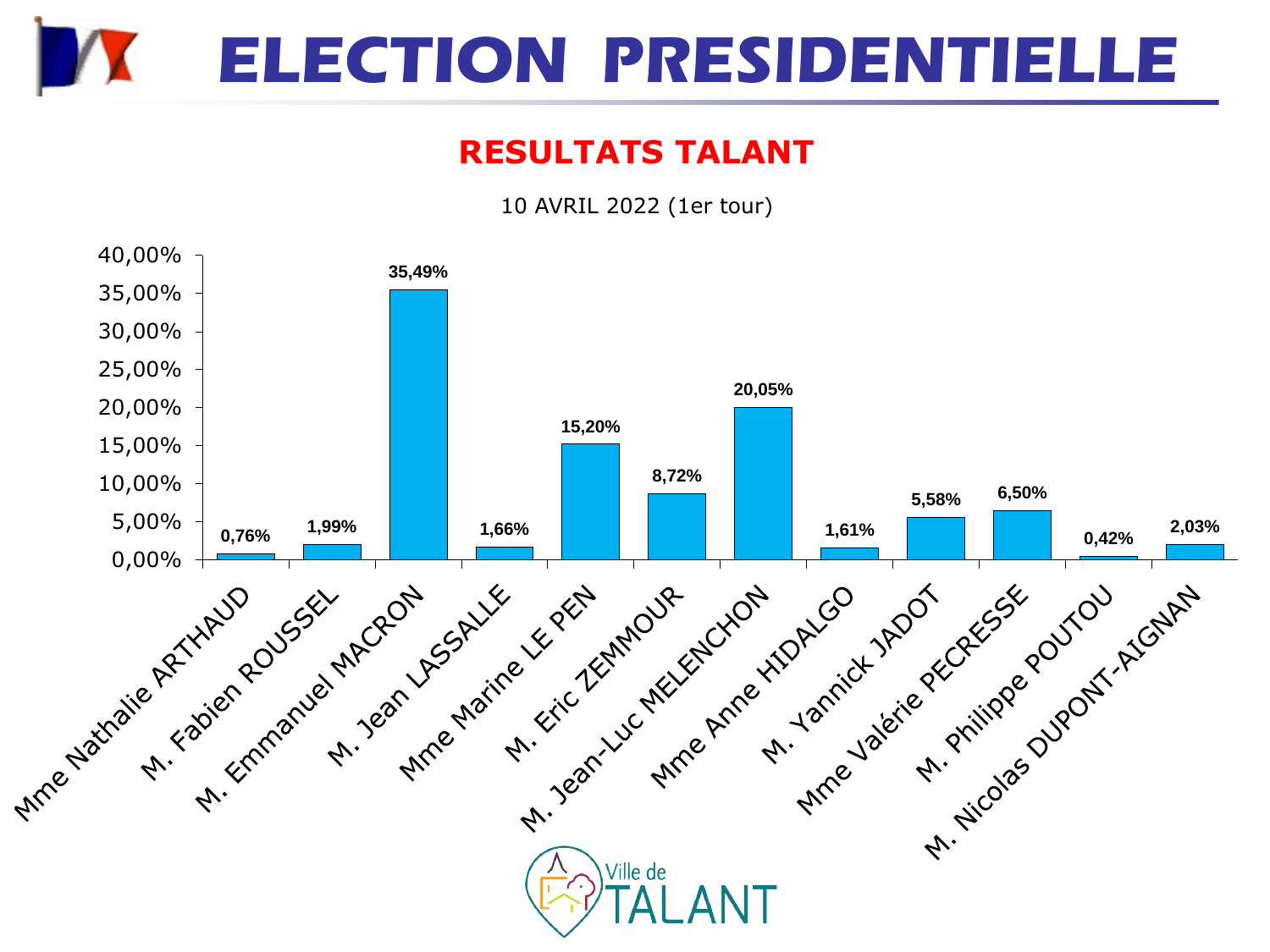# ELECTION PRESIDENTIELLE

## RESULTATS TALANT

10 AVRIL 2022 (1er tour)

40,00%
35,00%
30,00%
25,00%
20,00%
15,00%
10,00%
5,00%
0,00%

0,76%
1,99%
35,49%
1,66%
15,20%
8,72%
20,05%
1,61%
5,58%
6,50%
0,42%
2,03%

Mme Nathalie ARTHAUD
M. Fabien ROUSSEL
M. Emmanuel MACRON
M. Jean LASSALLE
Mme Marine LE PEN
M. Eric ZEMMOUR
M. Jean-Luc MELENCHON
Mme Anne HIDALGO
M. Yannick JADOT
Mme Valérie PECRESSE
M. Philippe POUTOU
M. Nicolas DUPONT-AIGNAN

Ville de TALANT